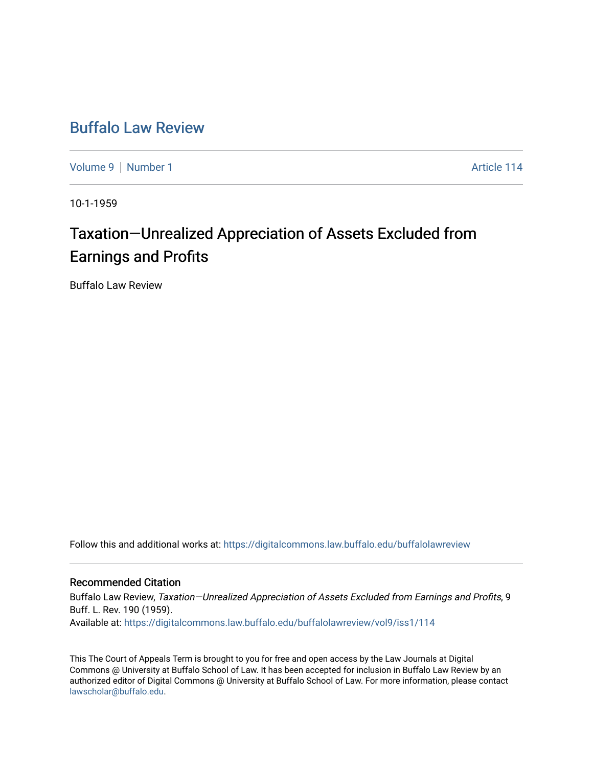# Buffalo Law Review

Volume 9 | Number 1 Article 114

10-1-1959

## Taxation—Unrealized Appreciation of Assets Excluded from Earnings and Profits

Buffalo Law Review

Follow this and additional works at: https://digitalcommons.law.buffalo.edu/buffalolawreview

### Recommended Citation

Buffalo Law Review, *Taxation—Unrealized Appreciation of Assets Excluded from Earnings and Profits*, 9 Buff. L. Rev. 190 (1959).
Available at: https://digitalcommons.law.buffalo.edu/buffalolawreview/vol9/iss1/114

This The Court of Appeals Term is brought to you for free and open access by the Law Journals at Digital Commons @ University at Buffalo School of Law. It has been accepted for inclusion in Buffalo Law Review by an authorized editor of Digital Commons @ University at Buffalo School of Law. For more information, please contact lawscholar@buffalo.edu.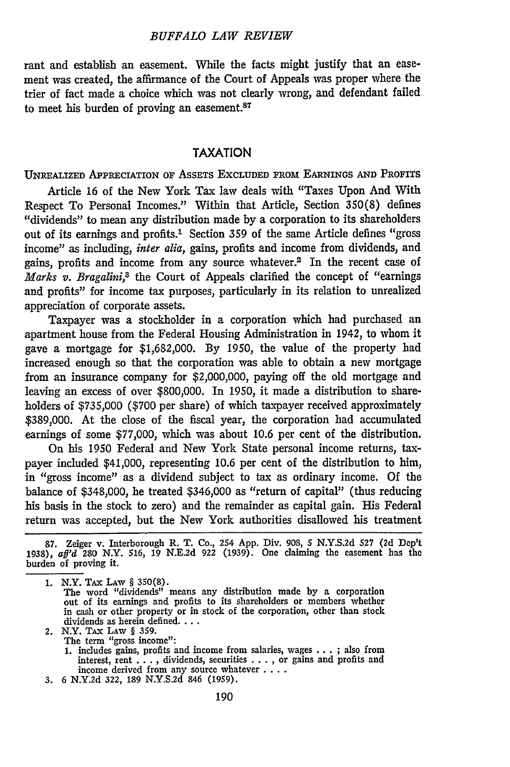rant and establish an easement. While the facts might justify that an easement was created, the affirmance of the Court of Appeals was proper where the trier of fact made a choice which was not clearly wrong, and defendant failed to meet his burden of proving an easement.[87]

## TAXATION

### UNREALIZED APPRECIATION OF ASSETS EXCLUDED FROM EARNINGS AND PROFITS

Article 16 of the New York Tax law deals with "Taxes Upon And With Respect To Personal Incomes." Within that Article, Section 350(8) defines "dividends" to mean any distribution made by a corporation to its shareholders out of its earnings and profits.[1] Section 359 of the same Article defines "gross income" as including, *inter alia*, gains, profits and income from dividends, and gains, profits and income from any source whatever.[2] In the recent case of *Marks v. Bragalini*,[3] the Court of Appeals clarified the concept of "earnings and profits" for income tax purposes, particularly in its relation to unrealized appreciation of corporate assets.

Taxpayer was a stockholder in a corporation which had purchased an apartment house from the Federal Housing Administration in 1942, to whom it gave a mortgage for $1,682,000. By 1950, the value of the property had increased enough so that the corporation was able to obtain a new mortgage from an insurance company for $2,000,000, paying off the old mortgage and leaving an excess of over $800,000. In 1950, it made a distribution to shareholders of $735,000 ($700 per share) of which taxpayer received approximately $389,000. At the close of the fiscal year, the corporation had accumulated earnings of some $77,000, which was about 10.6 per cent of the distribution.

On his 1950 Federal and New York State personal income returns, taxpayer included $41,000, representing 10.6 per cent of the distribution to him, in "gross income" as a dividend subject to tax as ordinary income. Of the balance of $348,000, he treated $346,000 as "return of capital" (thus reducing his basis in the stock to zero) and the remainder as capital gain. His Federal return was accepted, but the New York authorities disallowed his treatment

---

87. Zeiger v. Interborough R. T. Co., 254 App. Div. 908, 5 N.Y.S.2d 527 (2d Dep't 1938), *aff'd* 280 N.Y. 516, 19 N.E.2d 922 (1939). One claiming the easement has the burden of proving it.

1. N.Y. TAX LAW § 350(8).
   The word "dividends" means any distribution made by a corporation out of its earnings and profits to its shareholders or members whether in cash or other property or in stock of the corporation, other than stock dividends as herein defined. . . .
2. N.Y. TAX LAW § 359.
   The term "gross income":
   1. includes gains, profits and income from salaries, wages . . . ; also from interest, rent . . . , dividends, securities . . . , or gains and profits and income derived from any source whatever . . . .
3. 6 N.Y.2d 322, 189 N.Y.S.2d 846 (1959).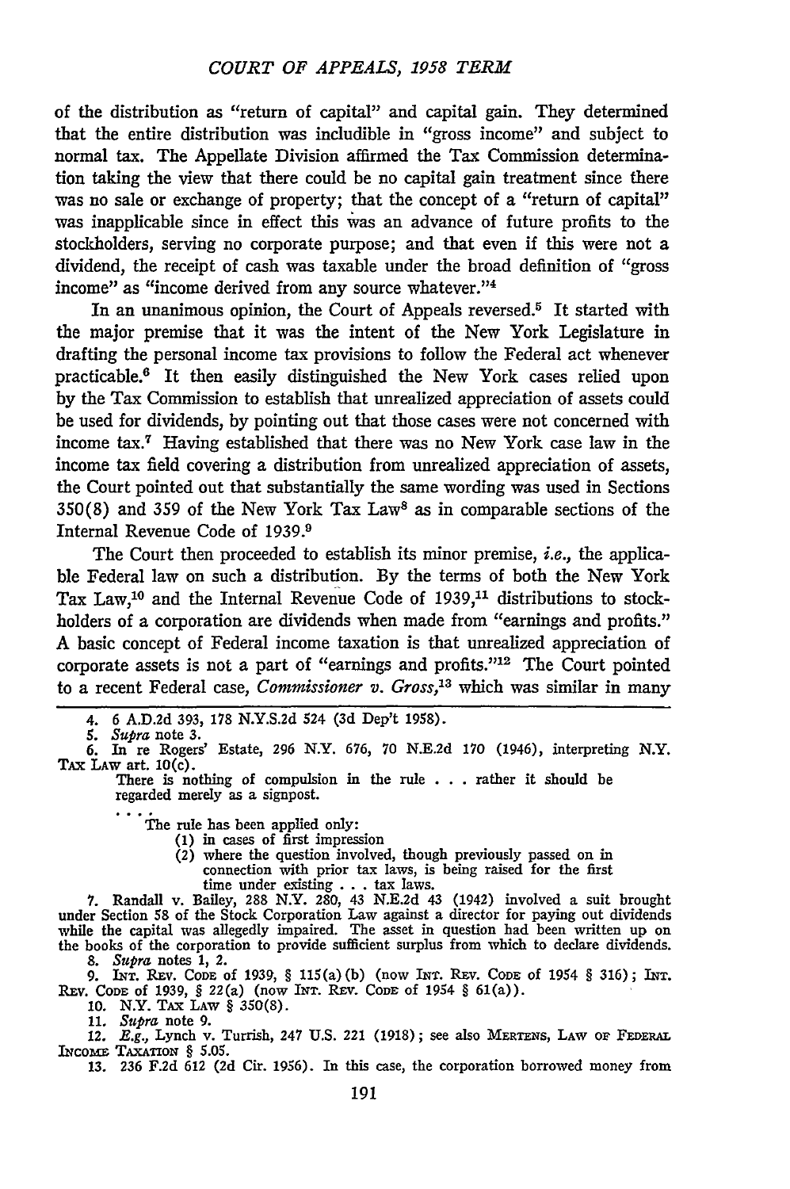of the distribution as "return of capital" and capital gain. They determined that the entire distribution was includible in "gross income" and subject to normal tax. The Appellate Division affirmed the Tax Commission determination taking the view that there could be no capital gain treatment since there was no sale or exchange of property; that the concept of a "return of capital" was inapplicable since in effect this was an advance of future profits to the stockholders, serving no corporate purpose; and that even if this were not a dividend, the receipt of cash was taxable under the broad definition of "gross income" as "income derived from any source whatever."[4]

In an unanimous opinion, the Court of Appeals reversed.[5] It started with the major premise that it was the intent of the New York Legislature in drafting the personal income tax provisions to follow the Federal act whenever practicable.[6] It then easily distinguished the New York cases relied upon by the Tax Commission to establish that unrealized appreciation of assets could be used for dividends, by pointing out that those cases were not concerned with income tax.[7] Having established that there was no New York case law in the income tax field covering a distribution from unrealized appreciation of assets, the Court pointed out that substantially the same wording was used in Sections 350(8) and 359 of the New York Tax Law[8] as in comparable sections of the Internal Revenue Code of 1939.[9]

The Court then proceeded to establish its minor premise, *i.e.*, the applicable Federal law on such a distribution. By the terms of both the New York Tax Law,[10] and the Internal Revenue Code of 1939,[11] distributions to stockholders of a corporation are dividends when made from "earnings and profits." A basic concept of Federal income taxation is that unrealized appreciation of corporate assets is not a part of "earnings and profits."[12] The Court pointed to a recent Federal case, *Commissioner v. Gross*,[13] which was similar in many

---

4. 6 A.D.2d 393, 178 N.Y.S.2d 524 (3d Dep't 1958).

5. *Supra* note 3.

6. In re Rogers' Estate, 296 N.Y. 676, 70 N.E.2d 170 (1946), interpreting N.Y. TAX LAW art. 10(c).

> There is nothing of compulsion in the rule . . . rather it should be regarded merely as a signpost.
>
> . . .
>
> The rule has been applied only:
>
> (1) in cases of first impression
>
> (2) where the question involved, though previously passed on in connection with prior tax laws, is being raised for the first time under existing . . . tax laws.

7. Randall v. Bailey, 288 N.Y. 280, 43 N.E.2d 43 (1942) involved a suit brought under Section 58 of the Stock Corporation Law against a director for paying out dividends while the capital was allegedly impaired. The asset in question had been written up on the books of the corporation to provide sufficient surplus from which to declare dividends.

8. *Supra* notes 1, 2.

9. INT. REV. CODE of 1939, § 115(a)(b) (now INT. REV. CODE of 1954 § 316); INT. REV. CODE of 1939, § 22(a) (now INT. REV. CODE of 1954 § 61(a)).

10. N.Y. TAX LAW § 350(8).

11. *Supra* note 9.

12. *E.g.*, Lynch v. Turrish, 247 U.S. 221 (1918); see also MERTENS, LAW OF FEDERAL INCOME TAXATION § 5.05.

13. 236 F.2d 612 (2d Cir. 1956). In this case, the corporation borrowed money from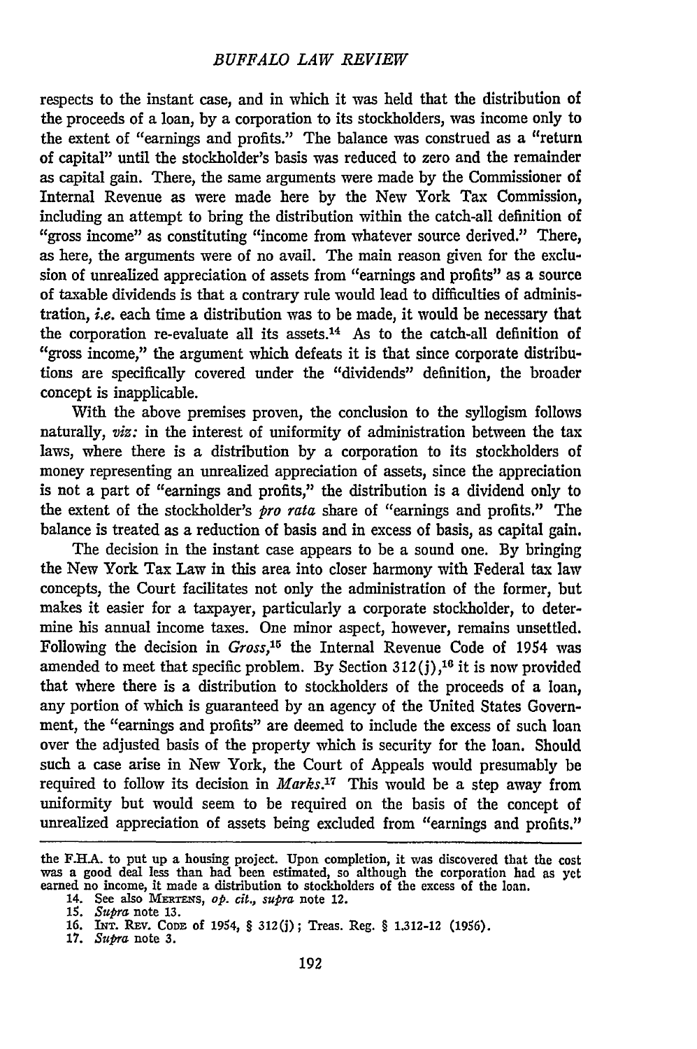respects to the instant case, and in which it was held that the distribution of the proceeds of a loan, by a corporation to its stockholders, was income only to the extent of "earnings and profits." The balance was construed as a "return of capital" until the stockholder's basis was reduced to zero and the remainder as capital gain. There, the same arguments were made by the Commissioner of Internal Revenue as were made here by the New York Tax Commission, including an attempt to bring the distribution within the catch-all definition of "gross income" as constituting "income from whatever source derived." There, as here, the arguments were of no avail. The main reason given for the exclusion of unrealized appreciation of assets from "earnings and profits" as a source of taxable dividends is that a contrary rule would lead to difficulties of administration, *i.e.* each time a distribution was to be made, it would be necessary that the corporation re-evaluate all its assets.[14] As to the catch-all definition of "gross income," the argument which defeats it is that since corporate distributions are specifically covered under the "dividends" definition, the broader concept is inapplicable.

With the above premises proven, the conclusion to the syllogism follows naturally, *viz:* in the interest of uniformity of administration between the tax laws, where there is a distribution by a corporation to its stockholders of money representing an unrealized appreciation of assets, since the appreciation is not a part of "earnings and profits," the distribution is a dividend only to the extent of the stockholder's *pro rata* share of "earnings and profits." The balance is treated as a reduction of basis and in excess of basis, as capital gain.

The decision in the instant case appears to be a sound one. By bringing the New York Tax Law in this area into closer harmony with Federal tax law concepts, the Court facilitates not only the administration of the former, but makes it easier for a taxpayer, particularly a corporate stockholder, to determine his annual income taxes. One minor aspect, however, remains unsettled. Following the decision in *Gross*,[15] the Internal Revenue Code of 1954 was amended to meet that specific problem. By Section 312(j),[16] it is now provided that where there is a distribution to stockholders of the proceeds of a loan, any portion of which is guaranteed by an agency of the United States Government, the "earnings and profits" are deemed to include the excess of such loan over the adjusted basis of the property which is security for the loan. Should such a case arise in New York, the Court of Appeals would presumably be required to follow its decision in *Marks*.[17] This would be a step away from uniformity but would seem to be required on the basis of the concept of unrealized appreciation of assets being excluded from "earnings and profits."

---

the F.H.A. to put up a housing project. Upon completion, it was discovered that the cost was a good deal less than had been estimated, so although the corporation had as yet earned no income, it made a distribution to stockholders of the excess of the loan.

14. See also MERTENS, *op. cit., supra* note 12.

15. *Supra* note 13.

16. INT. REV. CODE of 1954, § 312(j); Treas. Reg. § 1.312-12 (1956).

17. *Supra* note 3.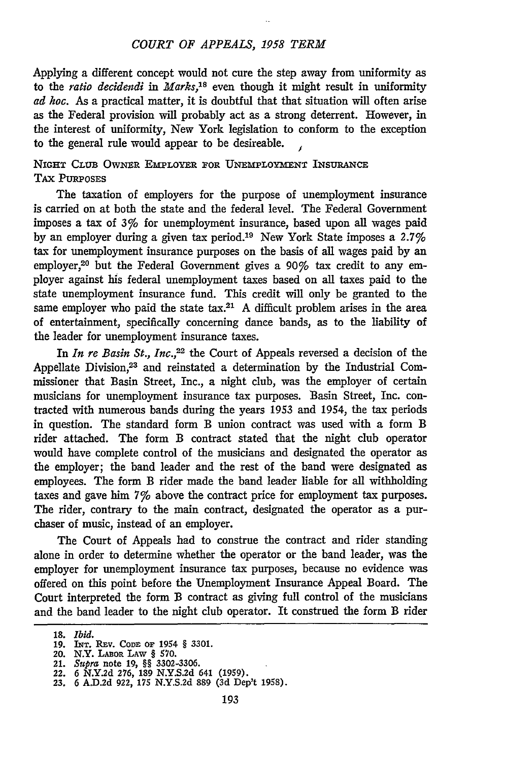Applying a different concept would not cure the step away from uniformity as to the *ratio decidendi* in *Marks*,[18] even though it might result in uniformity *ad hoc*. As a practical matter, it is doubtful that that situation will often arise as the Federal provision will probably act as a strong deterrent. However, in the interest of uniformity, New York legislation to conform to the exception to the general rule would appear to be desireable.

## NIGHT CLUB OWNER EMPLOYER FOR UNEMPLOYMENT INSURANCE TAX PURPOSES

The taxation of employers for the purpose of unemployment insurance is carried on at both the state and the federal level. The Federal Government imposes a tax of 3% for unemployment insurance, based upon all wages paid by an employer during a given tax period.[19] New York State imposes a 2.7% tax for unemployment insurance purposes on the basis of all wages paid by an employer,[20] but the Federal Government gives a 90% tax credit to any employer against his federal unemployment taxes based on all taxes paid to the state unemployment insurance fund. This credit will only be granted to the same employer who paid the state tax.[21] A difficult problem arises in the area of entertainment, specifically concerning dance bands, as to the liability of the leader for unemployment insurance taxes.

In *In re Basin St., Inc.*,[22] the Court of Appeals reversed a decision of the Appellate Division,[23] and reinstated a determination by the Industrial Commissioner that Basin Street, Inc., a night club, was the employer of certain musicians for unemployment insurance tax purposes. Basin Street, Inc. contracted with numerous bands during the years 1953 and 1954, the tax periods in question. The standard form B union contract was used with a form B rider attached. The form B contract stated that the night club operator would have complete control of the musicians and designated the operator as the employer; the band leader and the rest of the band were designated as employees. The form B rider made the band leader liable for all withholding taxes and gave him 7% above the contract price for employment tax purposes. The rider, contrary to the main contract, designated the operator as a purchaser of music, instead of an employer.

The Court of Appeals had to construe the contract and rider standing alone in order to determine whether the operator or the band leader, was the employer for unemployment insurance tax purposes, because no evidence was offered on this point before the Unemployment Insurance Appeal Board. The Court interpreted the form B contract as giving full control of the musicians and the band leader to the night club operator. It construed the form B rider

18. *Ibid.*
19. INT. REV. CODE OF 1954 § 3301.
20. N.Y. LABOR LAW § 570.
21. *Supra* note 19, §§ 3302-3306.
22. 6 N.Y.2d 276, 189 N.Y.S.2d 641 (1959).
23. 6 A.D.2d 922, 175 N.Y.S.2d 889 (3d Dep't 1958).